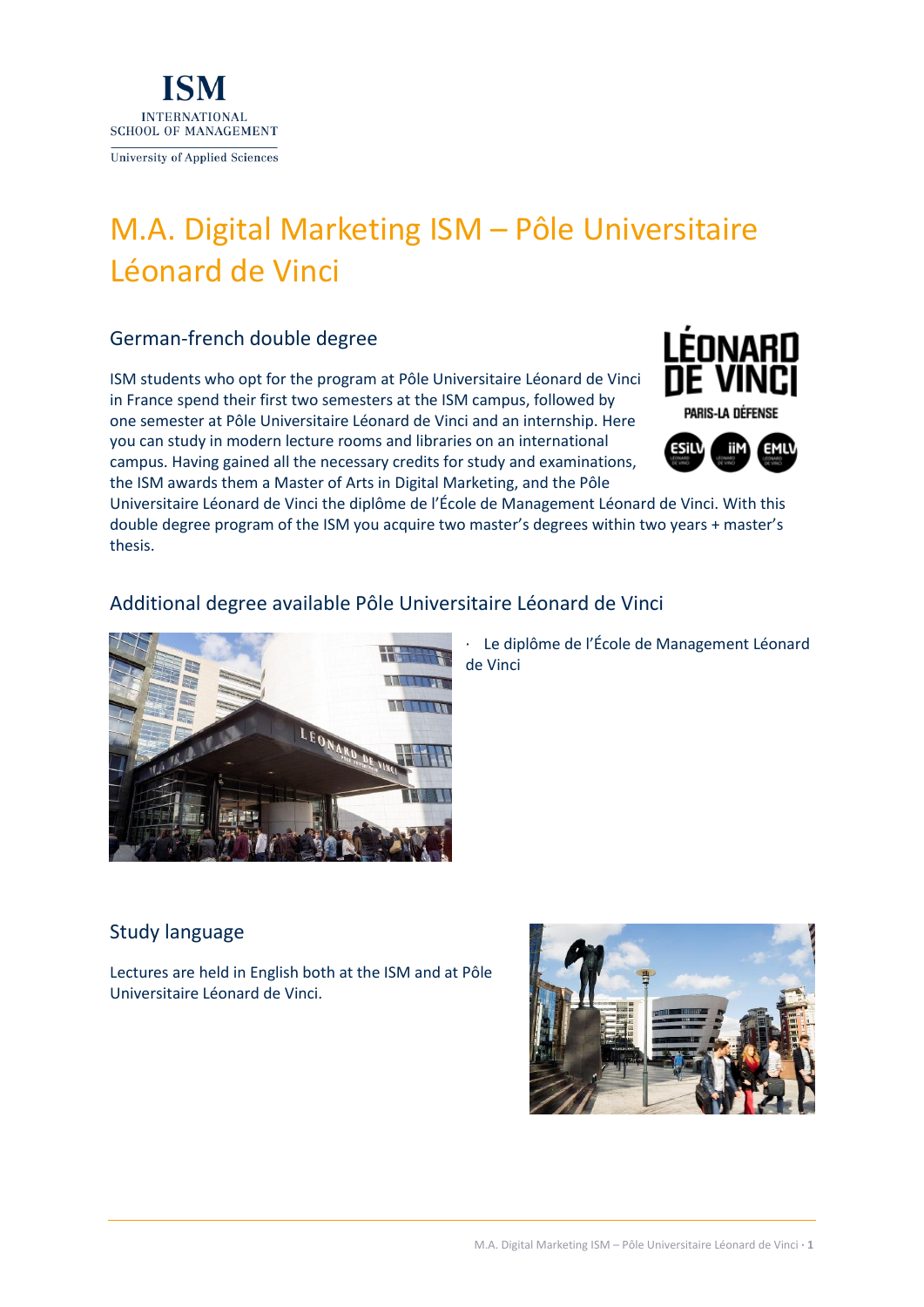# M.A. Digital Marketing ISM – Pôle Universitaire Léonard de Vinci

## German-french double degree

ISM students who opt for the program at Pôle Universitaire Léonard de Vinci in France spend their first two semesters at the ISM campus, followed by one semester at Pôle Universitaire Léonard de Vinci and an internship. Here you can study in modern lecture rooms and libraries on an international campus. Having gained all the necessary credits for study and examinations, the ISM awards them a Master of Arts in Digital Marketing, and the Pôle Universitaire Léonard de Vinci the diplôme de l'École de Management Léonard de Vinci. With this double degree program of the ISM you acquire two master's degrees within two years + master's thesis.

## Additional degree available Pôle Universitaire Léonard de Vinci

- Le diplôme de l'École de Management Léonard de Vinci

## Study language

Lectures are held in English both at the ISM and at Pôle Universitaire Léonard de Vinci.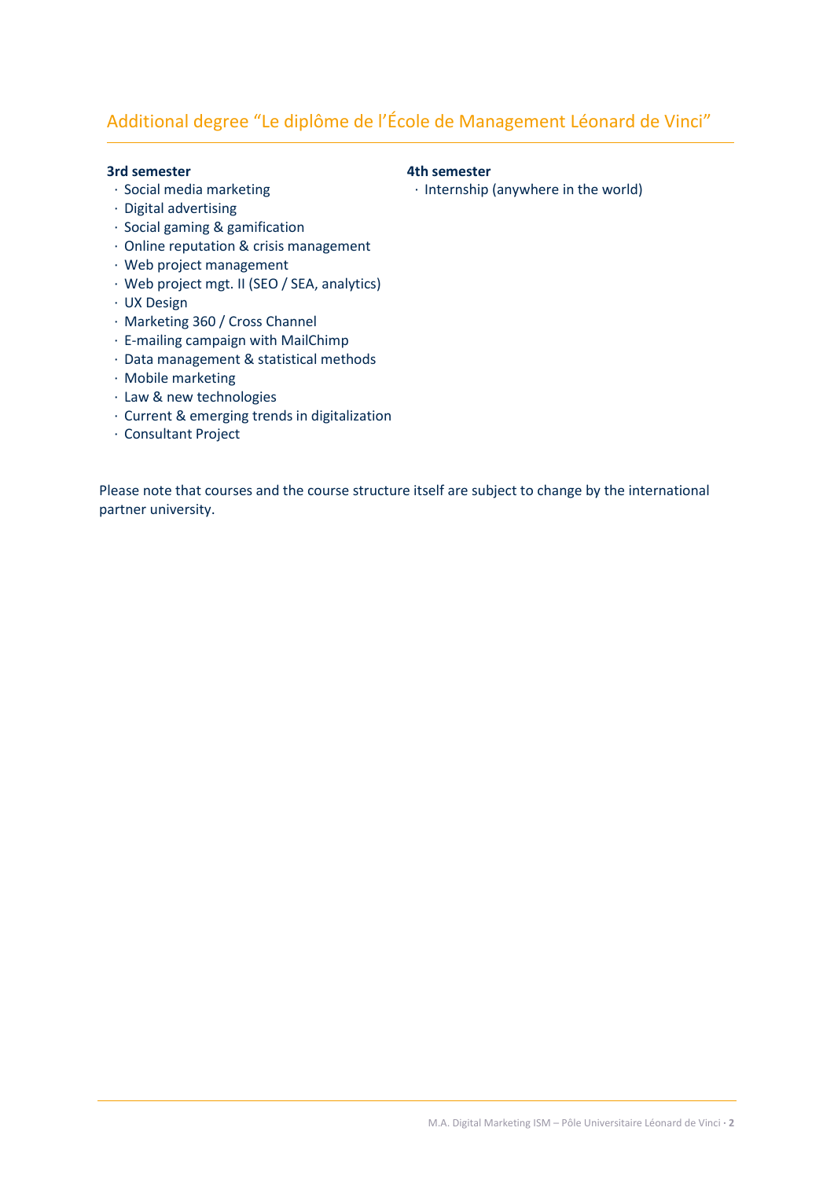## Additional degree “Le diplôme de l’École de Management Léonard de Vinci”

**3rd semester**

- Social media marketing
- Digital advertising
- Social gaming & gamification
- Online reputation & crisis management
- Web project management
- Web project mgt. II (SEO / SEA, analytics)
- UX Design
- Marketing 360 / Cross Channel
- E-mailing campaign with MailChimp
- Data management & statistical methods
- Mobile marketing
- Law & new technologies
- Current & emerging trends in digitalization
- Consultant Project

**4th semester**

- Internship (anywhere in the world)

Please note that courses and the course structure itself are subject to change by the international partner university.